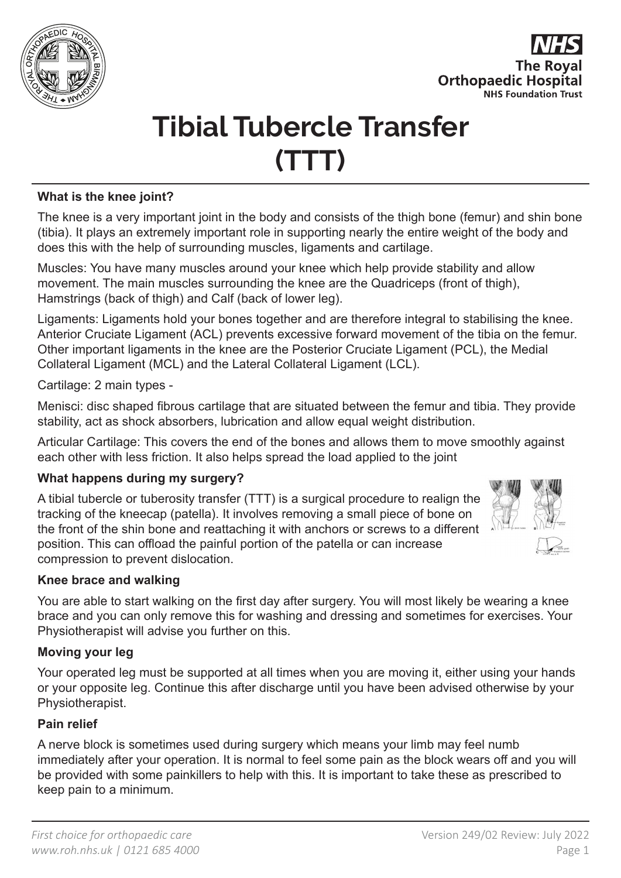# Tibial Tubercle Transfer (TTT)

### What is the knee joint?

The knee is a very important joint in the body and consists of the thigh bone (femur) and shin bone (tibia). It plays an extremely important role in supporting nearly the entire weight of the body and does this with the help of surrounding muscles, ligaments and cartilage.

Muscles: You have many muscles around your knee which help provide stability and allow movement. The main muscles surrounding the knee are the Quadriceps (front of thigh), Hamstrings (back of thigh) and Calf (back of lower leg).

Ligaments: Ligaments hold your bones together and are therefore integral to stabilising the knee. Anterior Cruciate Ligament (ACL) prevents excessive forward movement of the tibia on the femur. Other important ligaments in the knee are the Posterior Cruciate Ligament (PCL), the Medial Collateral Ligament (MCL) and the Lateral Collateral Ligament (LCL).

Cartilage: 2 main types -

Menisci: disc shaped fibrous cartilage that are situated between the femur and tibia. They provide stability, act as shock absorbers, lubrication and allow equal weight distribution.

Articular Cartilage: This covers the end of the bones and allows them to move smoothly against each other with less friction. It also helps spread the load applied to the joint

### What happens during my surgery?

A tibial tubercle or tuberosity transfer (TTT) is a surgical procedure to realign the tracking of the kneecap (patella). It involves removing a small piece of bone on the front of the shin bone and reattaching it with anchors or screws to a different position. This can offload the painful portion of the patella or can increase compression to prevent dislocation.

### Knee brace and walking

You are able to start walking on the first day after surgery. You will most likely be wearing a knee brace and you can only remove this for washing and dressing and sometimes for exercises. Your Physiotherapist will advise you further on this.

### Moving your leg

Your operated leg must be supported at all times when you are moving it, either using your hands or your opposite leg. Continue this after discharge until you have been advised otherwise by your Physiotherapist.

### Pain relief

A nerve block is sometimes used during surgery which means your limb may feel numb immediately after your operation. It is normal to feel some pain as the block wears off and you will be provided with some painkillers to help with this. It is important to take these as prescribed to keep pain to a minimum.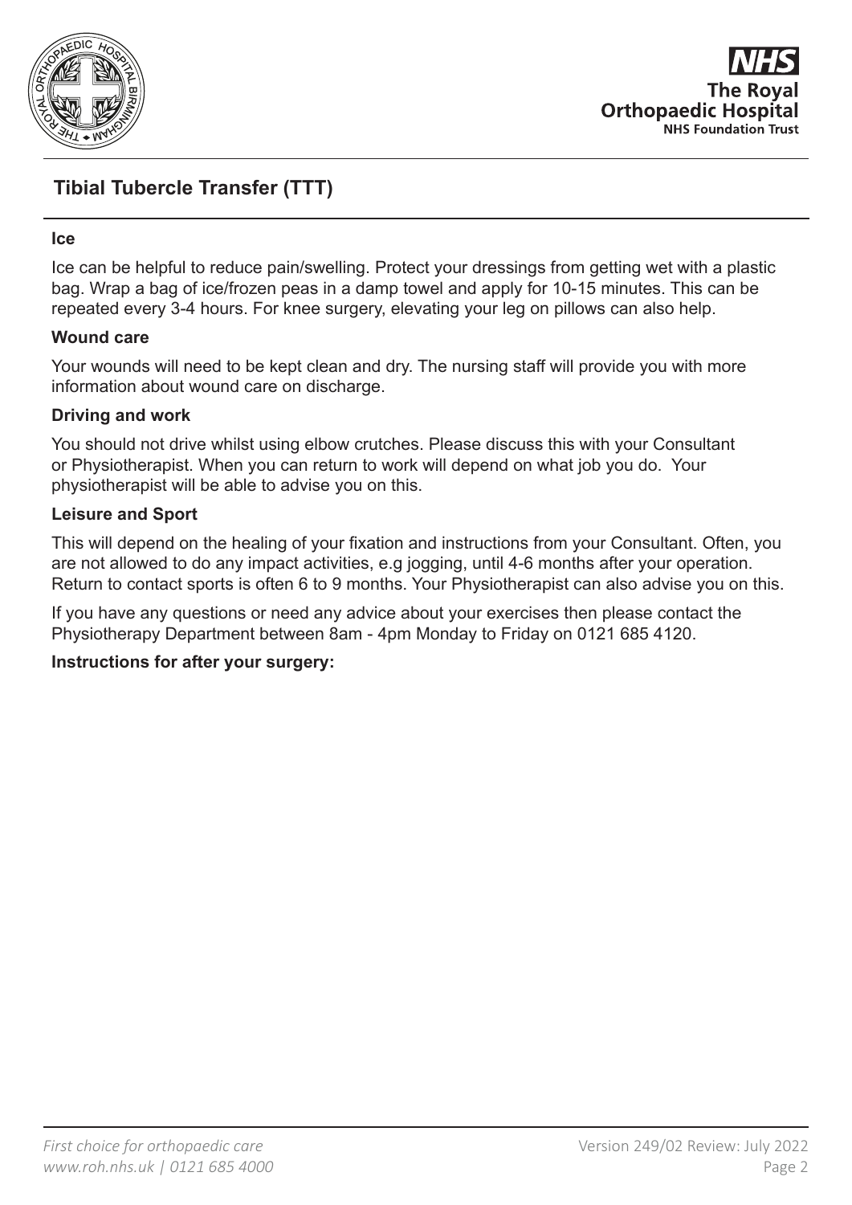## Ice

Ice can be helpful to reduce pain/swelling. Protect your dressings from getting wet with a plastic bag. Wrap a bag of ice/frozen peas in a damp towel and apply for 10-15 minutes. This can be repeated every 3-4 hours. For knee surgery, elevating your leg on pillows can also help.

## Wound care

Your wounds will need to be kept clean and dry. The nursing staff will provide you with more information about wound care on discharge.

## Driving and work

You should not drive whilst using elbow crutches. Please discuss this with your Consultant or Physiotherapist. When you can return to work will depend on what job you do. Your physiotherapist will be able to advise you on this.

## Leisure and Sport

This will depend on the healing of your fixation and instructions from your Consultant. Often, you are not allowed to do any impact activities, e.g jogging, until 4-6 months after your operation. Return to contact sports is often 6 to 9 months. Your Physiotherapist can also advise you on this.

If you have any questions or need any advice about your exercises then please contact the Physiotherapy Department between 8am - 4pm Monday to Friday on 0121 685 4120.

**Instructions for after your surgery:**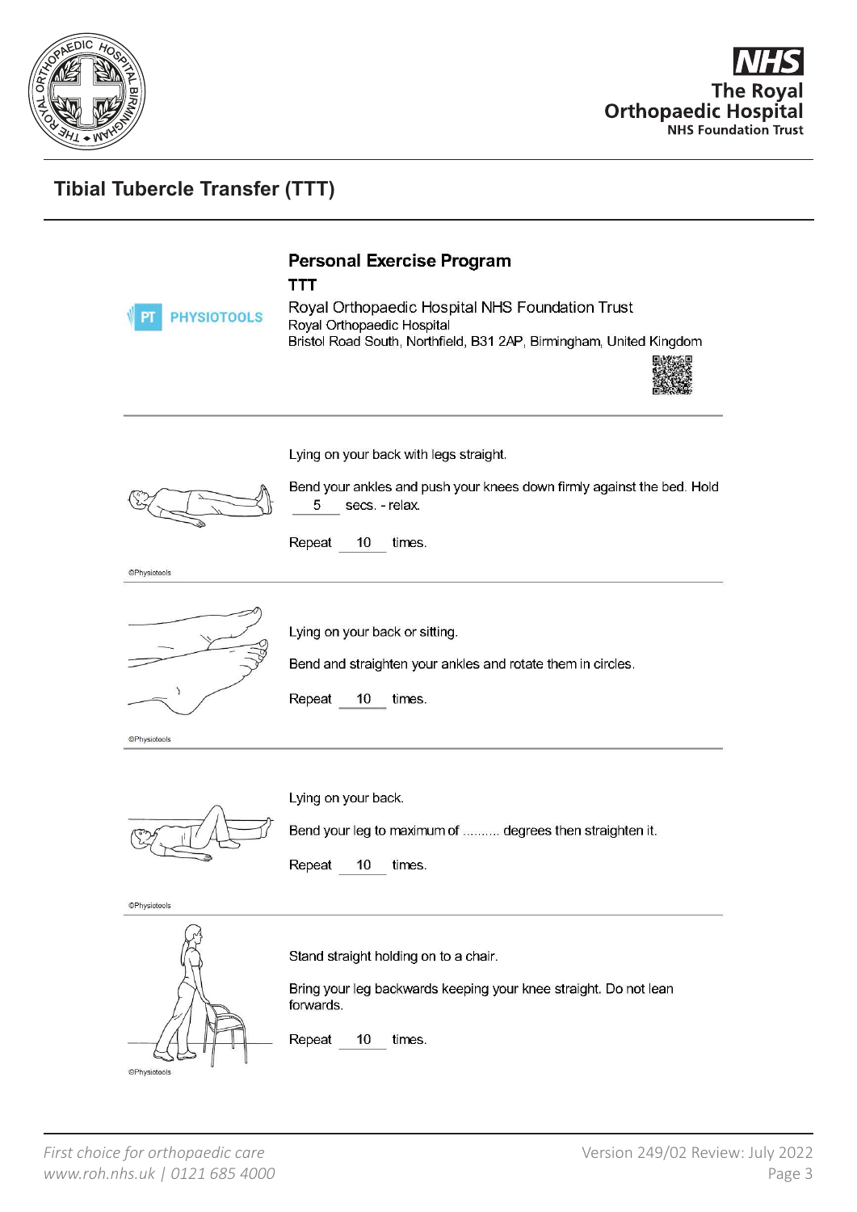## Tibial Tubercle Transfer (TTT)

### Personal Exercise Program

**TTT**

Royal Orthopaedic Hospital NHS Foundation Trust
Royal Orthopaedic Hospital
Bristol Road South, Northfield, B31 2AP, Birmingham, United Kingdom

---

Lying on your back with legs straight.

Bend your ankles and push your knees down firmly against the bed. Hold 5 secs. - relax.

Repeat 10 times.

©Physiotools

---

Lying on your back or sitting.

Bend and straighten your ankles and rotate them in circles.

Repeat 10 times.

©Physiotools

---

Lying on your back.

Bend your leg to maximum of .......... degrees then straighten it.

Repeat 10 times.

©Physiotools

---

Stand straight holding on to a chair.

Bring your leg backwards keeping your knee straight. Do not lean forwards.

Repeat 10 times.

©Physiotools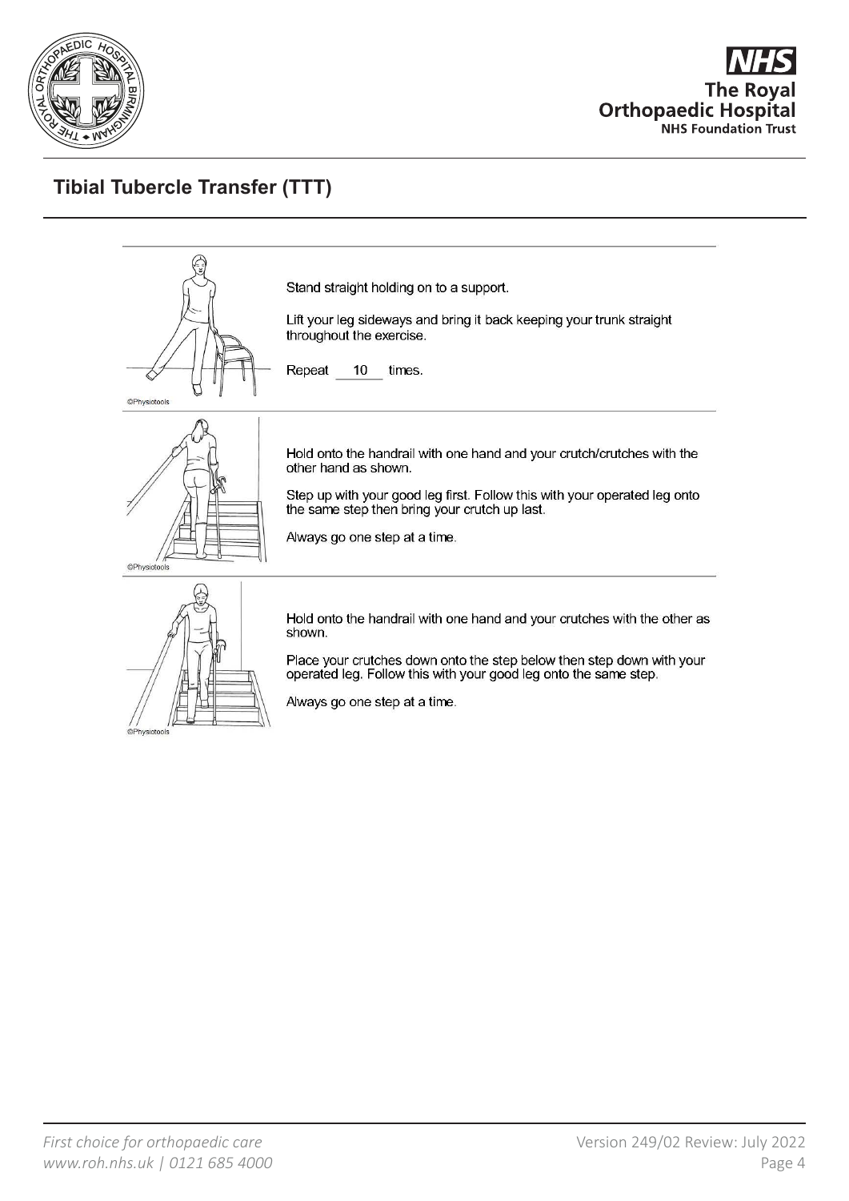## Tibial Tubercle Transfer (TTT)

©Physiotools

Stand straight holding on to a support.

Lift your leg sideways and bring it back keeping your trunk straight throughout the exercise.

Repeat 10 times.

©Physiotools

Hold onto the handrail with one hand and your crutch/crutches with the other hand as shown.

Step up with your good leg first. Follow this with your operated leg onto the same step then bring your crutch up last.

Always go one step at a time.

©Physiotools

Hold onto the handrail with one hand and your crutches with the other as shown.

Place your crutches down onto the step below then step down with your operated leg. Follow this with your good leg onto the same step.

Always go one step at a time.